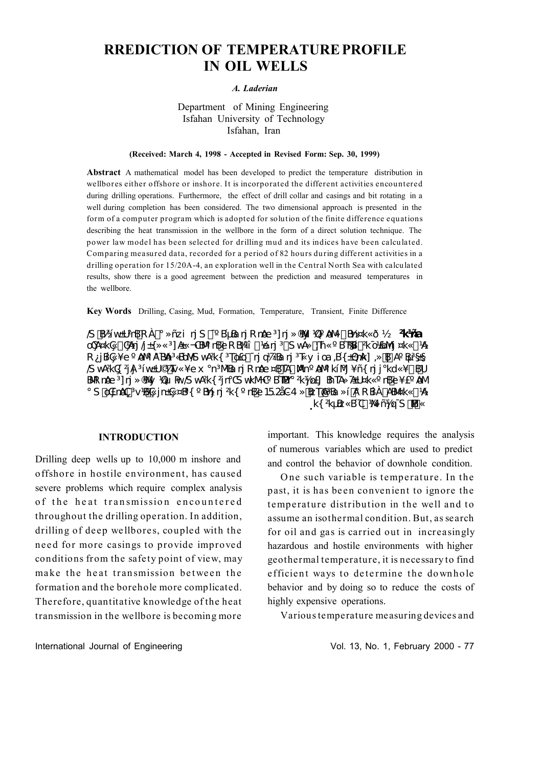# RREDICTION OF TEMPERATURE PROFILE IN OIL WELLS

*A. Laderian*

Department of Mining Engineering
Isfahan University of Technology
Isfahan, Iran

**(Received: March 4, 1998 - Accepted in Revised Form: Sep. 30, 1999)**

**Abstract** A mathematical model has been developed to predict the temperature distribution in wellbores either offshore or inshore. It is incorporated the different activities encountered during drilling operations. Furthermore, the effect of drill collar and casings and bit rotating in a well during completion has been considered. The two dimensional approach is presented in the form of a computer program which is adopted for solution of the finite difference equations describing the heat transmission in the wellbore in the form of a direct solution technique. The power law model has been selected for drilling mud and its indices have been calculated. Comparing measured data, recorded for a period of 82 hours during different activities in a drilling operation for 15/20A-4, an exploration well in the Central North Sea with calculated results, show there is a good agreement between the prediction and measured temperatures in the wellbore.

**Key Words** Drilling, Casing, Mud, Formation, Temperature, Transient, Finite Difference

## INTRODUCTION

Drilling deep wells up to 10,000 m inshore and offshore in hostile environment, has caused severe problems which require complex analysis of the heat transmission encountered throughout the drilling operation. In addition, drilling of deep wellbores, coupled with the need for more casings to provide improved conditions from the safety point of view, may make the heat transmission between the formation and the borehole more complicated. Therefore, quantitative knowledge of the heat transmission in the wellbore is becoming more important. This knowledge requires the analysis of numerous variables which are used to predict and control the behavior of downhole condition.

One such variable is temperature. In the past, it is has been convenient to ignore the temperature distribution in the well and to assume an isothermal condition. But, as search for oil and gas is carried out in increasingly hazardous and hostile environments with higher geothermal temperature, it is necessary to find efficient ways to determine the downhole behavior and by doing so to reduce the costs of highly expensive operations.

Various temperature measuring devices and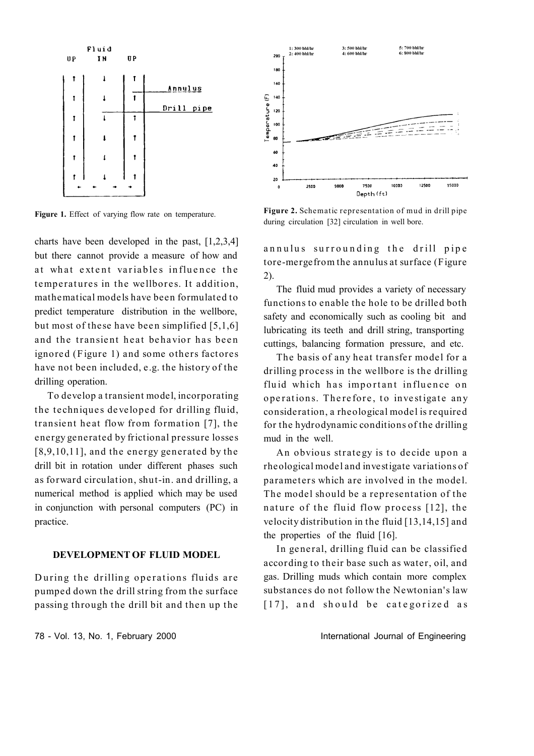Figure 1. Effect of varying flow rate on temperature.

Figure 2. Schematic representation of mud in drill pipe during circulation [32] circulation in well bore.

charts have been developed in the past, [1,2,3,4] but there cannot provide a measure of how and at what extent variables influence the temperatures in the wellbores. It addition, mathematical models have been formulated to predict temperature distribution in the wellbore, but most of these have been simplified [5,1,6] and the transient heat behavior has been ignored (Figure 1) and some others factores have not been included, e.g. the history of the drilling operation.

To develop a transient model, incorporating the techniques developed for drilling fluid, transient heat flow from formation [7], the energy generated by frictional pressure losses [8,9,10,11], and the energy generated by the drill bit in rotation under different phases such as forward circulation, shut-in. and drilling, a numerical method is applied which may be used in conjunction with personal computers (PC) in practice.

## DEVELOPMENT OF FLUID MODEL

During the drilling operations fluids are pumped down the drill string from the surface passing through the drill bit and then up the annulus surrounding the drill pipe tore-mergefrom the annulus at surface (Figure 2).

The fluid mud provides a variety of necessary functions to enable the hole to be drilled both safety and economically such as cooling bit and lubricating its teeth and drill string, transporting cuttings, balancing formation pressure, and etc.

The basis of any heat transfer model for a drilling process in the wellbore is the drilling fluid which has important influence on operations. Therefore, to investigate any consideration, a rheological model is required for the hydrodynamic conditions of the drilling mud in the well.

An obvious strategy is to decide upon a rheological model and investigate variations of parameters which are involved in the model. The model should be a representation of the nature of the fluid flow process [12], the velocity distribution in the fluid [13,14,15] and the properties of the fluid [16].

In general, drilling fluid can be classified according to their base such as water, oil, and gas. Drilling muds which contain more complex substances do not follow the Newtonian's law [17], and should be categorized as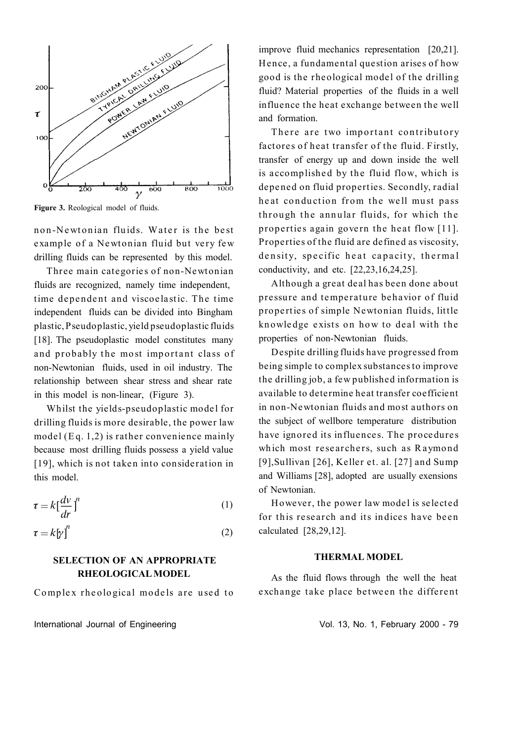Figure 3. Reological model of fluids.

non-Newtonian fluids. Water is the best example of a Newtonian fluid but very few drilling fluids can be represented by this model.

Three main categories of non-Newtonian fluids are recognized, namely time independent, time dependent and viscoelastic. The time independent fluids can be divided into Bingham plastic, Pseudoplastic, yield pseudoplastic fluids [18]. The pseudoplastic model constitutes many and probably the most important class of non-Newtonian fluids, used in oil industry. The relationship between shear stress and shear rate in this model is non-linear, (Figure 3).

Whilst the yields-pseudoplastic model for drilling fluids is more desirable, the power law model (Eq. 1,2) is rather convenience mainly because most drilling fluids possess a yield value [19], which is not taken into consideration in this model.

$$\tau = k[\frac{dv}{dr}]^n \qquad (1)$$

$$\tau = k[\gamma]^n \qquad (2)$$

## SELECTION OF AN APPROPRIATE RHEOLOGICAL MODEL

Complex rheological models are used to improve fluid mechanics representation [20,21]. Hence, a fundamental question arises of how good is the rheological model of the drilling fluid? Material properties of the fluids in a well influence the heat exchange between the well and formation.

There are two important contributory factores of heat transfer of the fluid. Firstly, transfer of energy up and down inside the well is accomplished by the fluid flow, which is depened on fluid properties. Secondly, radial heat conduction from the well must pass through the annular fluids, for which the properties again govern the heat flow [11]. Properties of the fluid are defined as viscosity, density, specific heat capacity, thermal conductivity, and etc. [22,23,16,24,25].

Although a great deal has been done about pressure and temperature behavior of fluid properties of simple Newtonian fluids, little knowledge exists on how to deal with the properties of non-Newtonian fluids.

Despite drilling fluids have progressed from being simple to complex substances to improve the drilling job, a few published information is available to determine heat transfer coefficient in non-Newtonian fluids and most authors on the subject of wellbore temperature distribution have ignored its influences. The procedures which most researchers, such as Raymond [9], Sullivan [26], Keller et. al. [27] and Sump and Williams [28], adopted are usually exensions of Newtonian.

However, the power law model is selected for this research and its indices have been calculated [28,29,12].

## THERMAL MODEL

As the fluid flows through the well the heat exchange take place between the different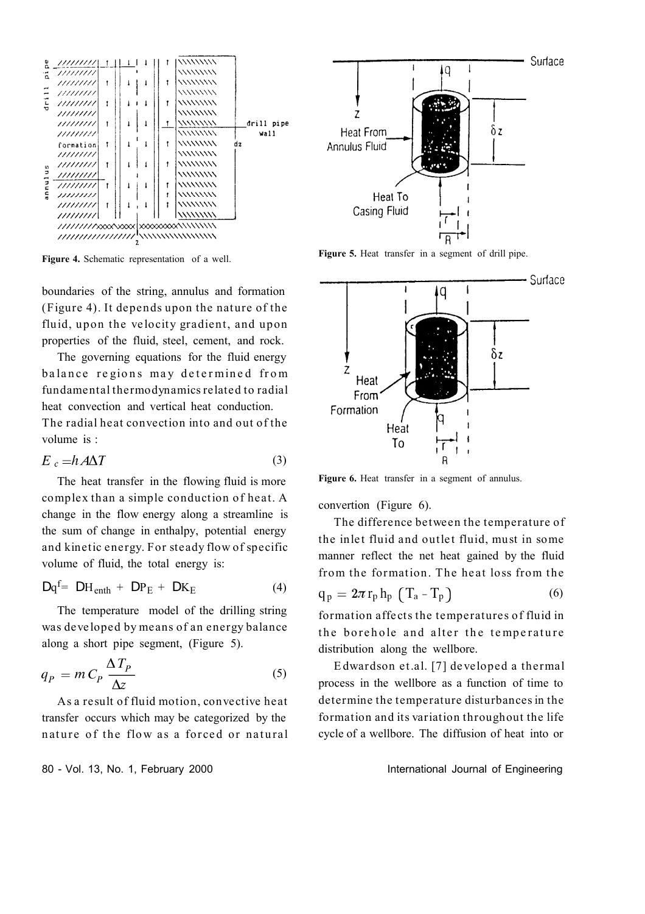Figure 4. Schematic representation of a well.

boundaries of the string, annulus and formation (Figure 4). It depends upon the nature of the fluid, upon the velocity gradient, and upon properties of the fluid, steel, cement, and rock.

The governing equations for the fluid energy balance regions may determined from fundamental thermodynamics related to radial heat convection and vertical heat conduction. The radial heat convection into and out of the volume is :

$$E_c = hA\Delta T \tag{3}$$

The heat transfer in the flowing fluid is more complex than a simple conduction of heat. A change in the flow energy along a streamline is the sum of change in enthalpy, potential energy and kinetic energy. For steady flow of specific volume of fluid, the total energy is:

$$Dq^f = DH_{enth} + DP_E + DK_E \tag{4}$$

The temperature model of the drilling string was developed by means of an energy balance along a short pipe segment, (Figure 5).

$$q_P = m\,C_P \frac{\Delta T_P}{\Delta z} \tag{5}$$

As a result of fluid motion, convective heat transfer occurs which may be categorized by the nature of the flow as a forced or natural convertion (Figure 6).

Figure 5. Heat transfer in a segment of drill pipe.

Figure 6. Heat transfer in a segment of annulus.

The difference between the temperature of the inlet fluid and outlet fluid, must in some manner reflect the net heat gained by the fluid from the formation. The heat loss from the

$$q_p = 2\pi r_p h_p \left(T_a - T_p\right) \tag{6}$$

formation affects the temperatures of fluid in the borehole and alter the temperature distribution along the wellbore.

Edwardson et.al. [7] developed a thermal process in the wellbore as a function of time to determine the temperature disturbances in the formation and its variation throughout the life cycle of a wellbore. The diffusion of heat into or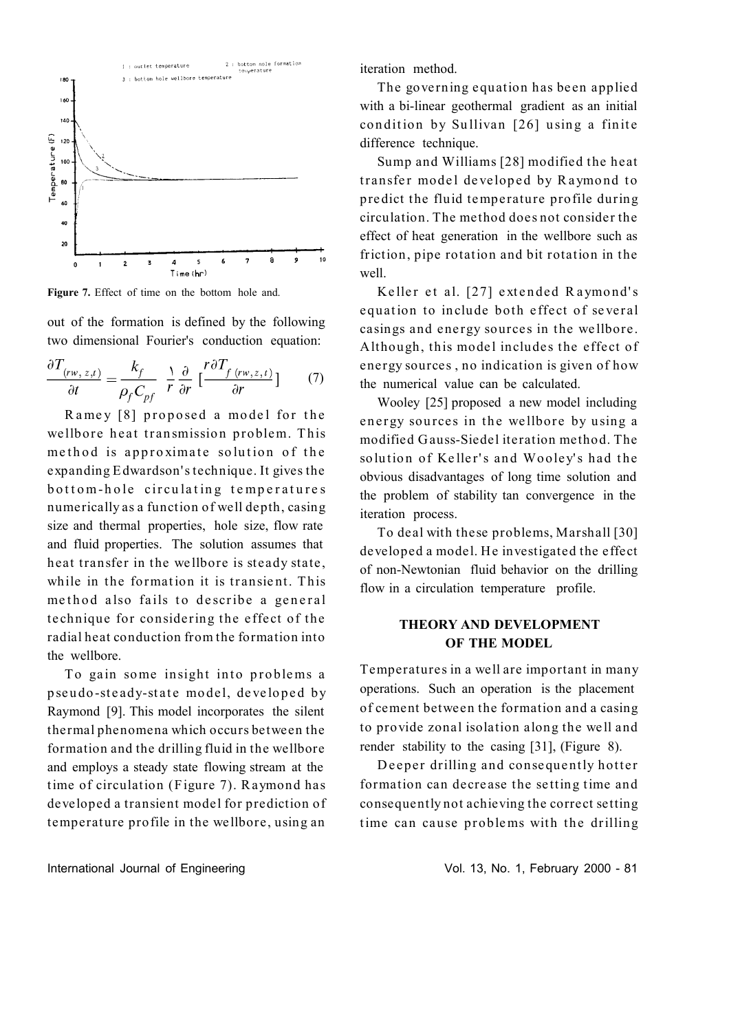Figure 7. Effect of time on the bottom hole and.

out of the formation is defined by the following two dimensional Fourier's conduction equation:

$$\frac{\partial T_{(rw,z,t)}}{\partial t} = \frac{k_f}{\rho_f C_{pf}} \frac{1}{r} \frac{\partial}{\partial r} \left[ \frac{r \partial T_{f(rw,z,t)}}{\partial r} \right] \tag{7}$$

Ramey [8] proposed a model for the wellbore heat transmission problem. This method is approximate solution of the expanding Edwardson's technique. It gives the bottom-hole circulating temperatures numerically as a function of well depth, casing size and thermal properties, hole size, flow rate and fluid properties. The solution assumes that heat transfer in the wellbore is steady state, while in the formation it is transient. This method also fails to describe a general technique for considering the effect of the radial heat conduction from the formation into the wellbore.

To gain some insight into problems a pseudo-steady-state model, developed by Raymond [9]. This model incorporates the silent thermal phenomena which occurs between the formation and the drilling fluid in the wellbore and employs a steady state flowing stream at the time of circulation (Figure 7). Raymond has developed a transient model for prediction of temperature profile in the wellbore, using an iteration method.

The governing equation has been applied with a bi-linear geothermal gradient as an initial condition by Sullivan [26] using a finite difference technique.

Sump and Williams [28] modified the heat transfer model developed by Raymond to predict the fluid temperature profile during circulation. The method does not consider the effect of heat generation in the wellbore such as friction, pipe rotation and bit rotation in the well.

Keller et al. [27] extended Raymond's equation to include both effect of several casings and energy sources in the wellbore. Although, this model includes the effect of energy sources , no indication is given of how the numerical value can be calculated.

Wooley [25] proposed a new model including energy sources in the wellbore by using a modified Gauss-Siedel iteration method. The solution of Keller's and Wooley's had the obvious disadvantages of long time solution and the problem of stability tan convergence in the iteration process.

To deal with these problems, Marshall [30] developed a model. He investigated the effect of non-Newtonian fluid behavior on the drilling flow in a circulation temperature profile.

## THEORY AND DEVELOPMENT OF THE MODEL

Temperatures in a well are important in many operations. Such an operation is the placement of cement between the formation and a casing to provide zonal isolation along the well and render stability to the casing [31], (Figure 8).

Deeper drilling and consequently hotter formation can decrease the setting time and consequently not achieving the correct setting time can cause problems with the drilling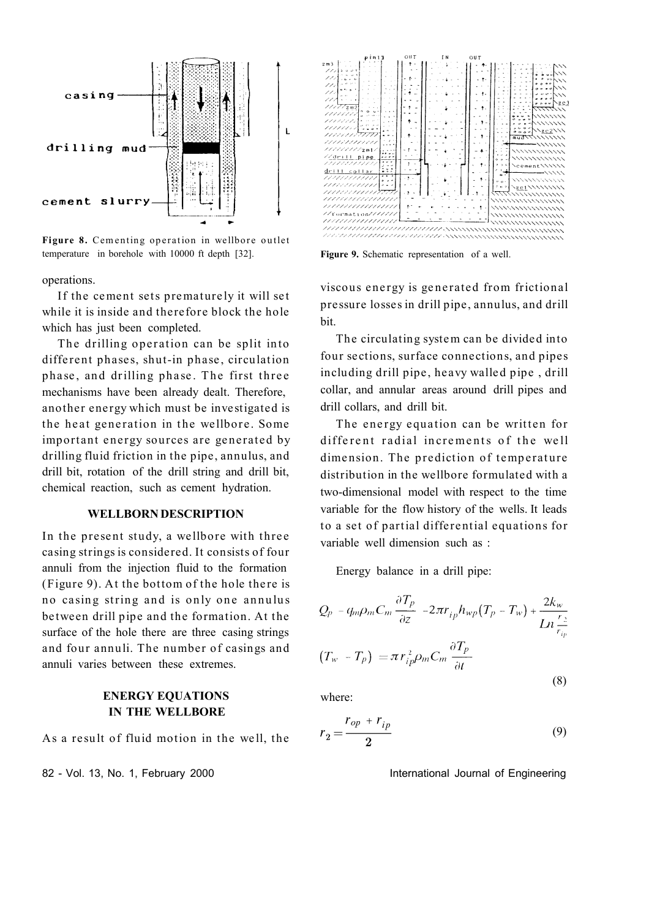Figure 8. Cementing operation in wellbore outlet temperature in borehole with 10000 ft depth [32].

Figure 9. Schematic representation of a well.

operations.

If the cement sets prematurely it will set while it is inside and therefore block the hole which has just been completed.

The drilling operation can be split into different phases, shut-in phase, circulation phase, and drilling phase. The first three mechanisms have been already dealt. Therefore, another energy which must be investigated is the heat generation in the wellbore. Some important energy sources are generated by drilling fluid friction in the pipe, annulus, and drill bit, rotation of the drill string and drill bit, chemical reaction, such as cement hydration.

## WELLBORN DESCRIPTION

In the present study, a wellbore with three casing strings is considered. It consists of four annuli from the injection fluid to the formation (Figure 9). At the bottom of the hole there is no casing string and is only one annulus between drill pipe and the formation. At the surface of the hole there are three casing strings and four annuli. The number of casings and annuli varies between these extremes.

## ENERGY EQUATIONS IN THE WELLBORE

As a result of fluid motion in the well, the viscous energy is generated from frictional pressure losses in drill pipe, annulus, and drill bit.

The circulating system can be divided into four sections, surface connections, and pipes including drill pipe, heavy walled pipe , drill collar, and annular areas around drill pipes and drill collars, and drill bit.

The energy equation can be written for different radial increments of the well dimension. The prediction of temperature distribution in the wellbore formulated with a two-dimensional model with respect to the time variable for the flow history of the wells. It leads to a set of partial differential equations for variable well dimension such as :

Energy balance in a drill pipe:

$$Q_p - q_m \rho_m C_m \frac{\partial T_p}{\partial z} - 2\pi r_{ip} h_{wp} \left(T_p - T_w\right) + \frac{2k_w}{Ln \frac{r_2}{r_{ip}}} \left(T_w - T_p\right) = \pi r_{ip}^2 \rho_m C_m \frac{\partial T_p}{\partial t} \tag{8}$$

where:

$$r_2 = \frac{r_{op} + r_{ip}}{2} \tag{9}$$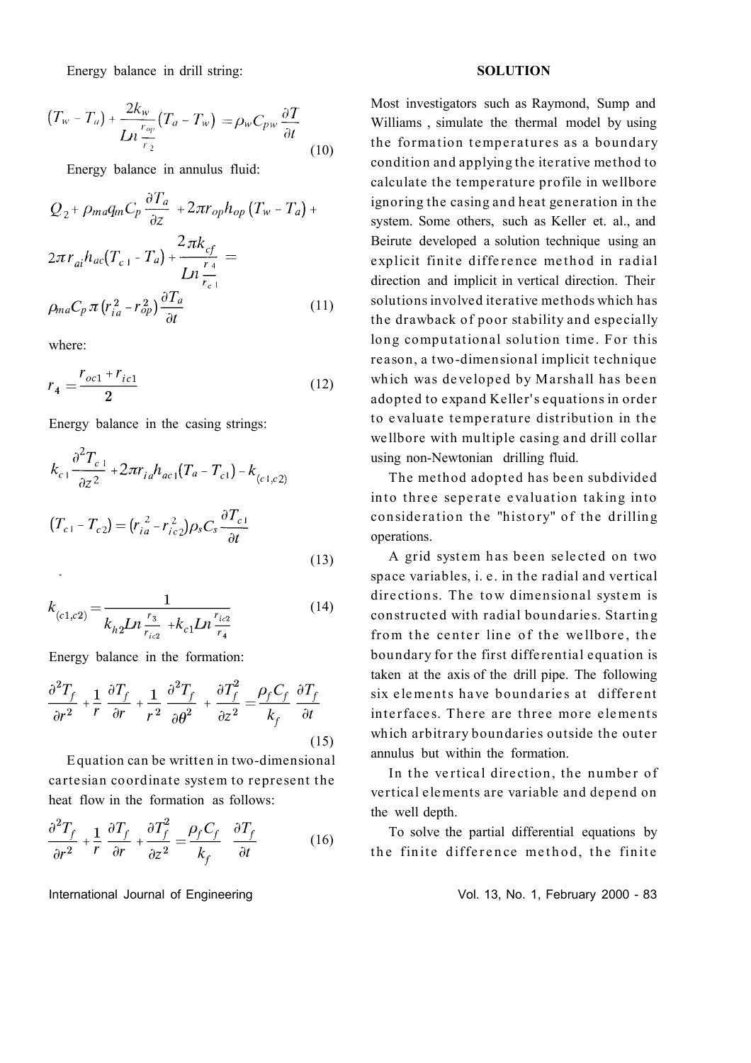Energy balance in drill string:

$$(T_w - T_a) + \frac{2k_w}{Ln\frac{r_{op}}{r_2}}(T_a - T_w) = \rho_w C_{pw}\frac{\partial T}{\partial t} \tag{10}$$

Energy balance in annulus fluid:

$$Q_2 + \rho_{ma} q_m C_p \frac{\partial T_a}{\partial z} + 2\pi r_{op} h_{op}(T_w - T_a) +$$

$$2\pi r_{ai} h_{ac}(T_{c1} - T_a) + \frac{2\pi k_{cf}}{Ln\frac{r_4}{r_{c1}}} =$$

$$\rho_{ma} C_p \pi (r_{ia}^2 - r_{op}^2)\frac{\partial T_a}{\partial t} \tag{11}$$

where:

$$r_4 = \frac{r_{oc1} + r_{ic1}}{2} \tag{12}$$

Energy balance in the casing strings:

$$k_{c1}\frac{\partial^2 T_{c1}}{\partial z^2} + 2\pi r_{ia} h_{ac1}(T_a - T_{c1}) - k_{(c1,c2)}$$

$$(T_{c1} - T_{c2}) = (r_{ia}^2 - r_{ic2}^2)\rho_s C_s \frac{\partial T_{c1}}{\partial t} \tag{13}$$

$$k_{(c1,c2)} = \frac{1}{k_{h2} Ln\frac{r_3}{r_{ic2}} + k_{c1} Ln\frac{r_{ic2}}{r_4}} \tag{14}$$

Energy balance in the formation:

$$\frac{\partial^2 T_f}{\partial r^2} + \frac{1}{r}\frac{\partial T_f}{\partial r} + \frac{1}{r^2}\frac{\partial^2 T_f}{\partial \theta^2} + \frac{\partial T_f^2}{\partial z^2} = \frac{\rho_f C_f}{k_f}\frac{\partial T_f}{\partial t} \tag{15}$$

Equation can be written in two-dimensional cartesian coordinate system to represent the heat flow in the formation as follows:

$$\frac{\partial^2 T_f}{\partial r^2} + \frac{1}{r}\frac{\partial T_f}{\partial r} + \frac{\partial T_f^2}{\partial z^2} = \frac{\rho_f C_f}{k_f}\frac{\partial T_f}{\partial t} \tag{16}$$

## SOLUTION

Most investigators such as Raymond, Sump and Williams , simulate the thermal model by using the formation temperatures as a boundary condition and applying the iterative method to calculate the temperature profile in wellbore ignoring the casing and heat generation in the system. Some others, such as Keller et. al., and Beirute developed a solution technique using an explicit finite difference method in radial direction and implicit in vertical direction. Their solutions involved iterative methods which has the drawback of poor stability and especially long computational solution time. For this reason, a two-dimensional implicit technique which was developed by Marshall has been adopted to expand Keller's equations in order to evaluate temperature distribution in the wellbore with multiple casing and drill collar using non-Newtonian drilling fluid.

The method adopted has been subdivided into three seperate evaluation taking into consideration the "history" of the drilling operations.

A grid system has been selected on two space variables, i. e. in the radial and vertical directions. The tow dimensional system is constructed with radial boundaries. Starting from the center line of the wellbore, the boundary for the first differential equation is taken at the axis of the drill pipe. The following six elements have boundaries at different interfaces. There are three more elements which arbitrary boundaries outside the outer annulus but within the formation.

In the vertical direction, the number of vertical elements are variable and depend on the well depth.

To solve the partial differential equations by the finite difference method, the finite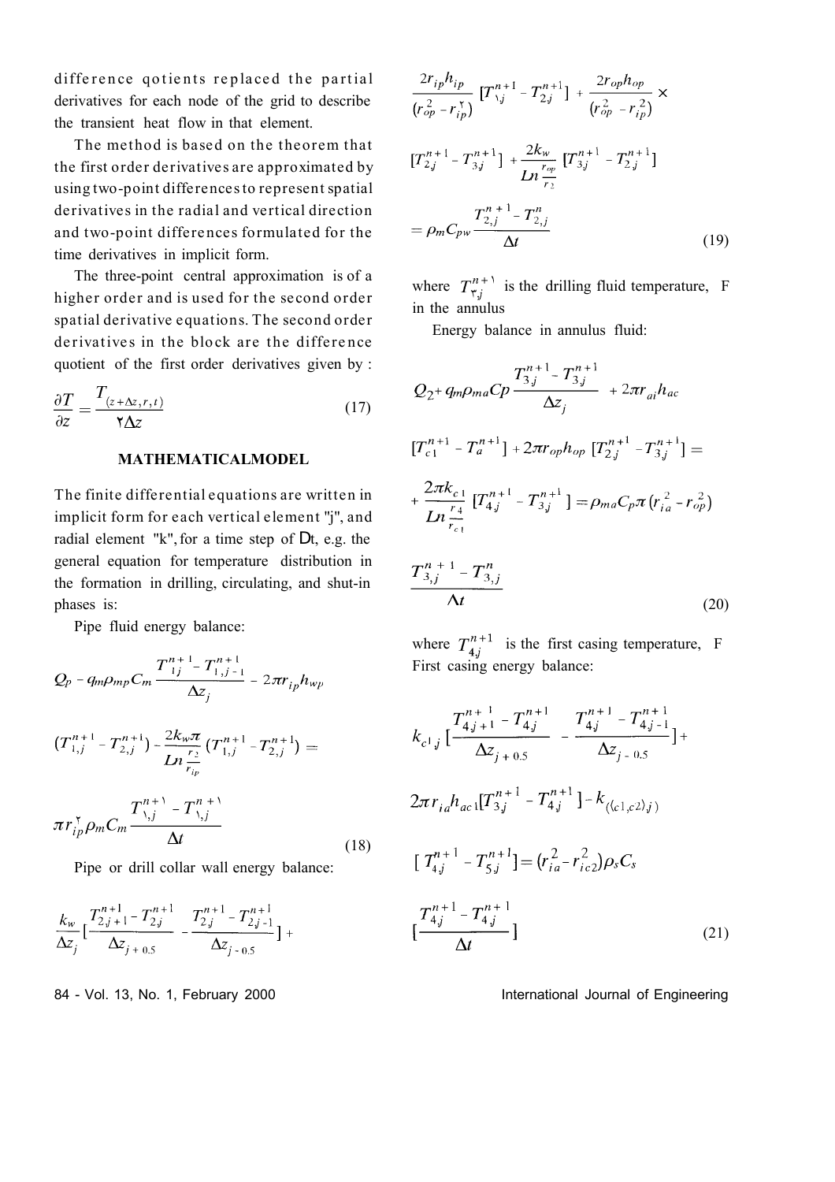difference qotients replaced the partial derivatives for each node of the grid to describe the transient heat flow in that element.

The method is based on the theorem that the first order derivatives are approximated by using two-point differences to represent spatial derivatives in the radial and vertical direction and two-point differences formulated for the time derivatives in implicit form.

The three-point central approximation is of a higher order and is used for the second order spatial derivative equations. The second order derivatives in the block are the difference quotient of the first order derivatives given by :

$$\frac{\partial T}{\partial z} = \frac{T_{(z+\Delta z,r,t)}}{2\Delta z} \tag{17}$$

### MATHEMATICALMODEL

The finite differential equations are written in implicit form for each vertical element "j", and radial element "k", for a time step of Dt, e.g. the general equation for temperature distribution in the formation in drilling, circulating, and shut-in phases is:

Pipe fluid energy balance:

$$Q_p - q_m \rho_{mp} C_m \frac{T_{1j}^{n+1} - T_{1,j-1}^{n+1}}{\Delta z_j} - 2\pi r_{ip} h_{wp}$$

$$(T_{1,j}^{n+1} - T_{2,j}^{n+1}) - \frac{2k_w \pi}{Ln \frac{r_2}{r_{ip}}} (T_{1,j}^{n+1} - T_{2,j}^{n+1}) =$$

$$\pi r_{ip}^2 \rho_m C_m \frac{T_{1,j}^{n+1} - T_{1,j}^{n+1}}{\Delta t} \tag{18}$$

Pipe or drill collar wall energy balance:

$$\frac{k_w}{\Delta z_j} [\frac{T_{2,j+1}^{n+1} - T_{2j}^{n+1}}{\Delta z_{j+0.5}} - \frac{T_{2j}^{n+1} - T_{2j-1}^{n+1}}{\Delta z_{j-0.5}}] +$$

$$\frac{2r_{ip}h_{ip}}{(r_{op}^2 - r_{ip}^2)} [T_{1j}^{n+1} - T_{2,j}^{n+1}] + \frac{2r_{op}h_{op}}{(r_{op}^2 - r_{ip}^2)} \times$$

$$[T_{2,j}^{n+1} - T_{3,j}^{n+1}] + \frac{2k_w}{Ln \frac{r_{op}}{r_2}} [T_{3,j}^{n+1} - T_{2,j}^{n+1}]$$

$$= \rho_m C_{pw} \frac{T_{2,j}^{n+1} - T_{2,j}^{n}}{\Delta t} \tag{19}$$

where $T_{3j}^{n+1}$ is the drilling fluid temperature, F in the annulus

Energy balance in annulus fluid:

$$Q_2 + q_m \rho_{ma} Cp \frac{T_{3,j}^{n+1} - T_{3,j}^{n+1}}{\Delta z_j} + 2\pi r_{ai} h_{ac}$$

$$[T_{c1}^{n+1} - T_a^{n+1}] + 2\pi r_{op} h_{op} [T_{2,j}^{n+1} - T_{3,j}^{n+1}] =$$

$$+ \frac{2\pi k_{c1}}{Ln \frac{r_4}{r_{c1}}} [T_{4,j}^{n+1} - T_{3,j}^{n+1}] = \rho_{ma} C_p \pi (r_{ia}^2 - r_{op}^2)$$

$$\frac{T_{3,j}^{n+1} - T_{3,j}^{n}}{\Delta t} \tag{20}$$

where $T_{4,j}^{n+1}$ is the first casing temperature, F

First casing energy balance:

$$k_{c1,j} [\frac{T_{4,j+1}^{n+1} - T_{4j}^{n+1}}{\Delta z_{j+0.5}} - \frac{T_{4j}^{n+1} - T_{4,j-1}^{n+1}}{\Delta z_{j-0.5}}] +$$

$$2\pi r_{ia} h_{ac1} [T_{3j}^{n+1} - T_{4j}^{n+1}] - k_{((c1,c2),j)}$$

$$[T_{4,j}^{n+1} - T_{5,j}^{n+1}] = (r_{ia}^2 - r_{ic2}^2) \rho_s C_s$$

$$[\frac{T_{4,j}^{n+1} - T_{4,j}^{n+1}}{\Delta t}] \tag{21}$$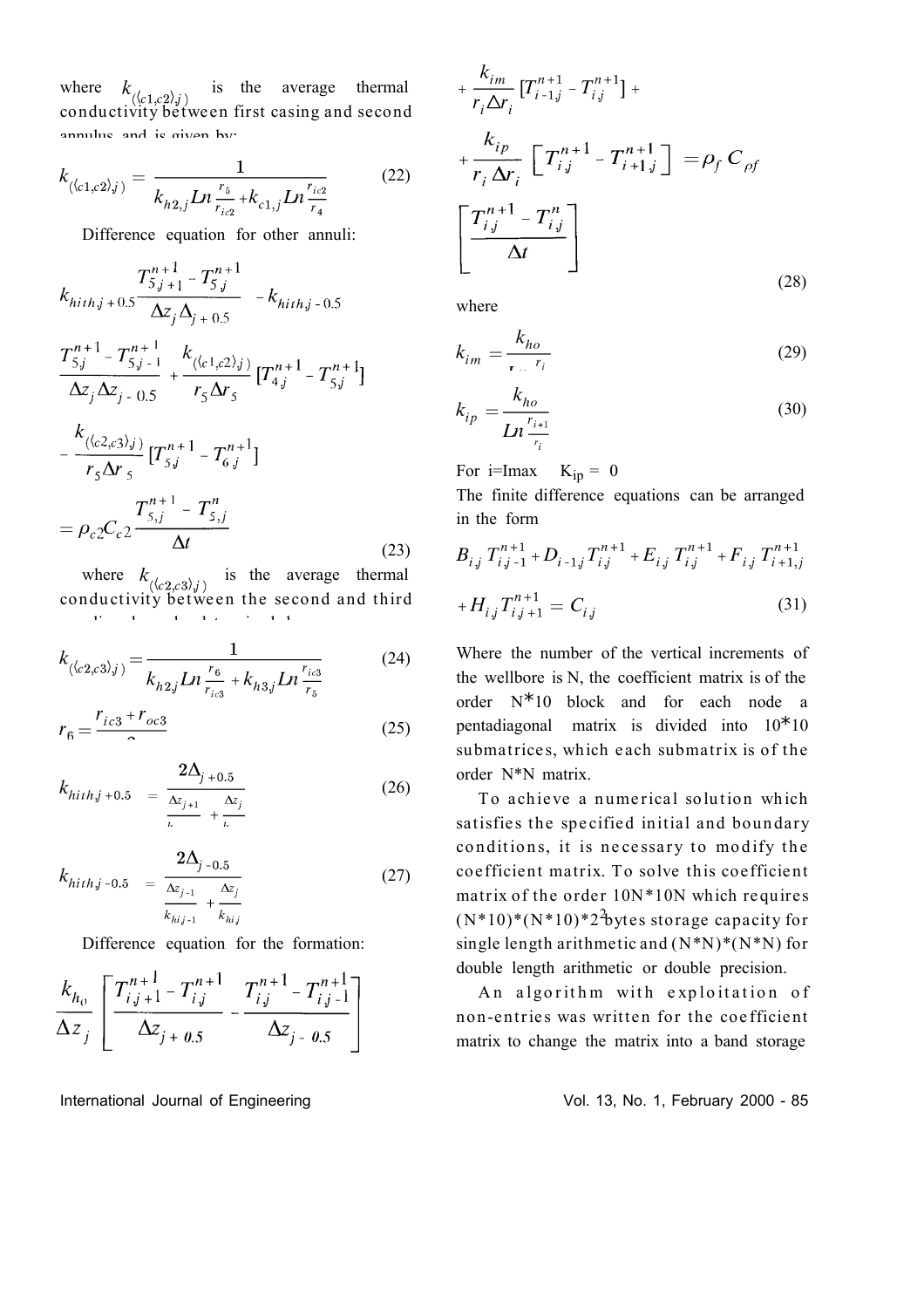where $k_{(\langle c1,c2\rangle_j)}$ is the average thermal conductivity between first casing and second annulus and is given by:

$$k_{(\langle c1,c2\rangle_j)} = \frac{1}{k_{h2,j} Ln \frac{r_5}{r_{ic2}} + k_{c1,j} Ln \frac{r_{ic2}}{r_4}} \tag{22}$$

Difference equation for other annuli:

$$k_{hith,j+0.5} \frac{T_{5,j+1}^{n+1} - T_{5,j}^{n+1}}{\Delta z_j \Delta_{j+0.5}} - k_{hith,j-0.5} \frac{T_{5,j}^{n+1} - T_{5,j-1}^{n+1}}{\Delta z_j \Delta z_{j-0.5}} + \frac{k_{(\langle c1,c2\rangle_j)}}{r_5 \Delta r_5}[T_{4,j}^{n+1} - T_{5,j}^{n+1}] - \frac{k_{(\langle c2,c3\rangle_j)}}{r_5 \Delta r_5}[T_{5,j}^{n+1} - T_{6,j}^{n+1}] = \rho_{c2} C_{c2} \frac{T_{5,j}^{n+1} - T_{5,j}^{n}}{\Delta t} \tag{23}$$

where $k_{(\langle c2,c3\rangle_j)}$ is the average thermal conductivity between the second and third casing and is given by:

$$k_{(\langle c2,c3\rangle_j)} = \frac{1}{k_{h2,j} Ln \frac{r_6}{r_{ic3}} + k_{h3,j} Ln \frac{r_{ic3}}{r_5}} \tag{24}$$

$$r_6 = \frac{r_{ic3} + r_{oc3}}{2} \tag{25}$$

$$k_{hith,j+0.5} = \frac{2\Delta_{j+0.5}}{\frac{\Delta z_{j+1}}{k} + \frac{\Delta z_j}{k}} \tag{26}$$

$$k_{hith,j-0.5} = \frac{2\Delta_{j-0.5}}{\frac{\Delta z_{j-1}}{k_{hij-1}} + \frac{\Delta z_j}{k_{hij}}} \tag{27}$$

Difference equation for the formation:

$$\frac{k_{h_0}}{\Delta z_j}\left[\frac{T_{i,j+1}^{n+1} - T_{i,j}^{n+1}}{\Delta z_{j+0.5}} - \frac{T_{i,j}^{n+1} - T_{i,j-1}^{n+1}}{\Delta z_{j-0.5}}\right] + \frac{k_{im}}{r_i \Delta r_i}[T_{i-1,j}^{n+1} - T_{i,j}^{n+1}] + \frac{k_{ip}}{r_i \Delta r_i}\left[T_{i,j}^{n+1} - T_{i+1,j}^{n+1}\right] = \rho_f C_{\rho f} \left[\frac{T_{i,j}^{n+1} - T_{i,j}^{n}}{\Delta t}\right] \tag{28}$$

where

$$k_{im} = \frac{k_{ho}}{Ln \frac{r_i}{r_{i-1}}} \tag{29}$$

$$k_{ip} = \frac{k_{ho}}{Ln \frac{r_{i+1}}{r_i}} \tag{30}$$

For i=Imax $K_{ip} = 0$

The finite difference equations can be arranged in the form

$$B_{i,j} T_{i,j-1}^{n+1} + D_{i-1,j} T_{i,j}^{n+1} + E_{i,j} T_{i,j}^{n+1} + F_{i,j} T_{i+1,j}^{n+1} + H_{i,j} T_{i,j+1}^{n+1} = C_{i,j} \tag{31}$$

Where the number of the vertical increments of the wellbore is N, the coefficient matrix is of the order N*10 block and for each node a pentadiagonal matrix is divided into 10*10 submatrices, which each submatrix is of the order N*N matrix.

To achieve a numerical solution which satisfies the specified initial and boundary conditions, it is necessary to modify the coefficient matrix. To solve this coefficient matrix of the order 10N*10N which requires (N*10)*(N*10)*2$^2$bytes storage capacity for single length arithmetic and (N*N)*(N*N) for double length arithmetic or double precision.

An algorithm with exploitation of non-entries was written for the coefficient matrix to change the matrix into a band storage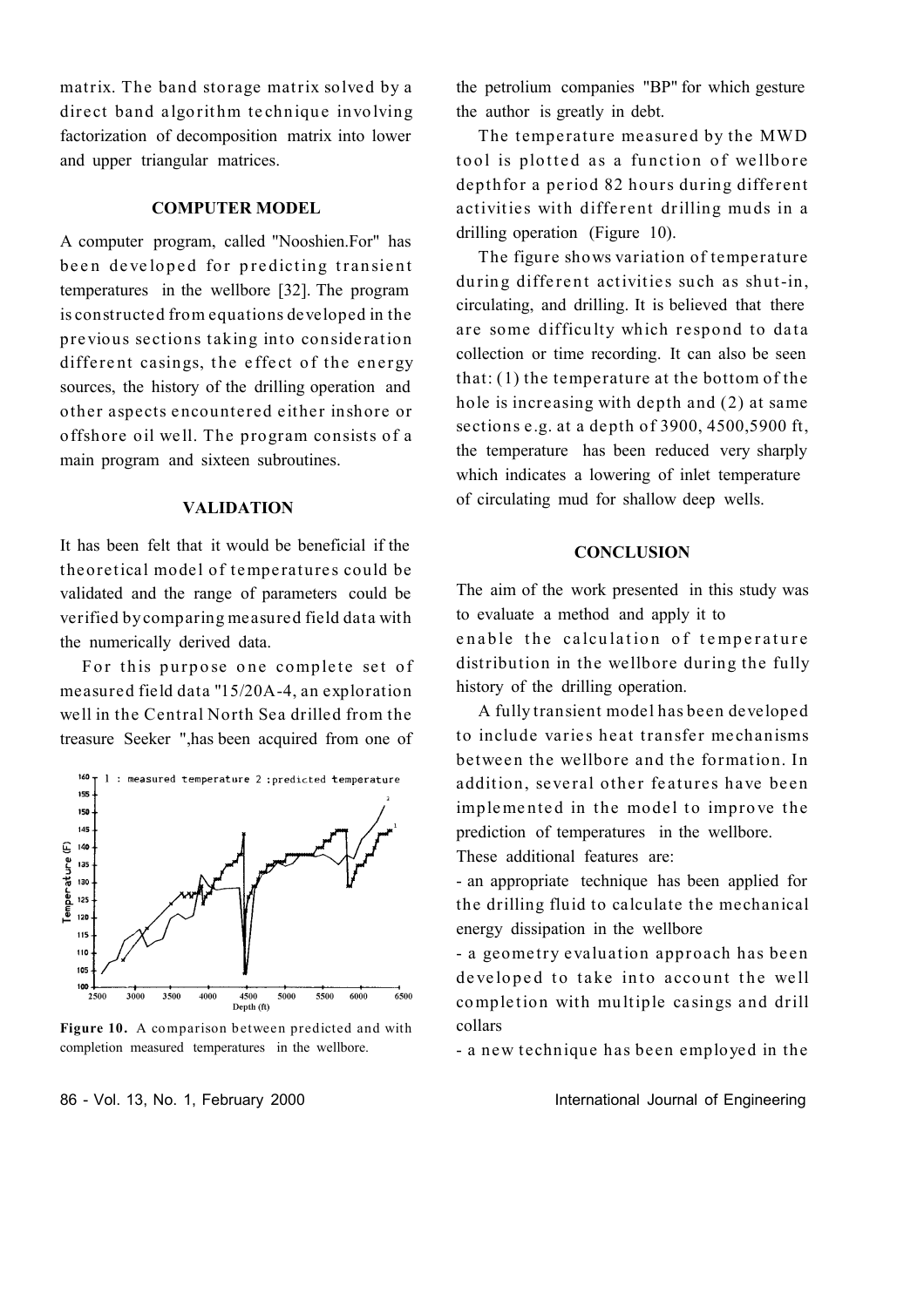matrix. The band storage matrix solved by a direct band algorithm technique involving factorization of decomposition matrix into lower and upper triangular matrices.

## COMPUTER MODEL

A computer program, called "Nooshien.For" has been developed for predicting transient temperatures in the wellbore [32]. The program is constructed from equations developed in the previous sections taking into consideration different casings, the effect of the energy sources, the history of the drilling operation and other aspects encountered either inshore or offshore oil well. The program consists of a main program and sixteen subroutines.

## VALIDATION

It has been felt that it would be beneficial if the theoretical model of temperatures could be validated and the range of parameters could be verified by comparing measured field data with the numerically derived data.

For this purpose one complete set of measured field data "15/20A-4, an exploration well in the Central North Sea drilled from the treasure Seeker ",has been acquired from one of the petrolium companies "BP" for which gesture the author is greatly in debt.

**Figure 10.** A comparison between predicted and with completion measured temperatures in the wellbore.

The temperature measured by the MWD tool is plotted as a function of wellbore depthfor a period 82 hours during different activities with different drilling muds in a drilling operation (Figure 10).

The figure shows variation of temperature during different activities such as shut-in, circulating, and drilling. It is believed that there are some difficulty which respond to data collection or time recording. It can also be seen that: (1) the temperature at the bottom of the hole is increasing with depth and (2) at same sections e.g. at a depth of 3900, 4500,5900 ft, the temperature has been reduced very sharply which indicates a lowering of inlet temperature of circulating mud for shallow deep wells.

## CONCLUSION

The aim of the work presented in this study was to evaluate a method and apply it to enable the calculation of temperature distribution in the wellbore during the fully history of the drilling operation.

A fully transient model has been developed to include varies heat transfer mechanisms between the wellbore and the formation. In addition, several other features have been implemented in the model to improve the prediction of temperatures in the wellbore.

These additional features are:

- an appropriate technique has been applied for the drilling fluid to calculate the mechanical energy dissipation in the wellbore
- a geometry evaluation approach has been developed to take into account the well completion with multiple casings and drill collars
- a new technique has been employed in the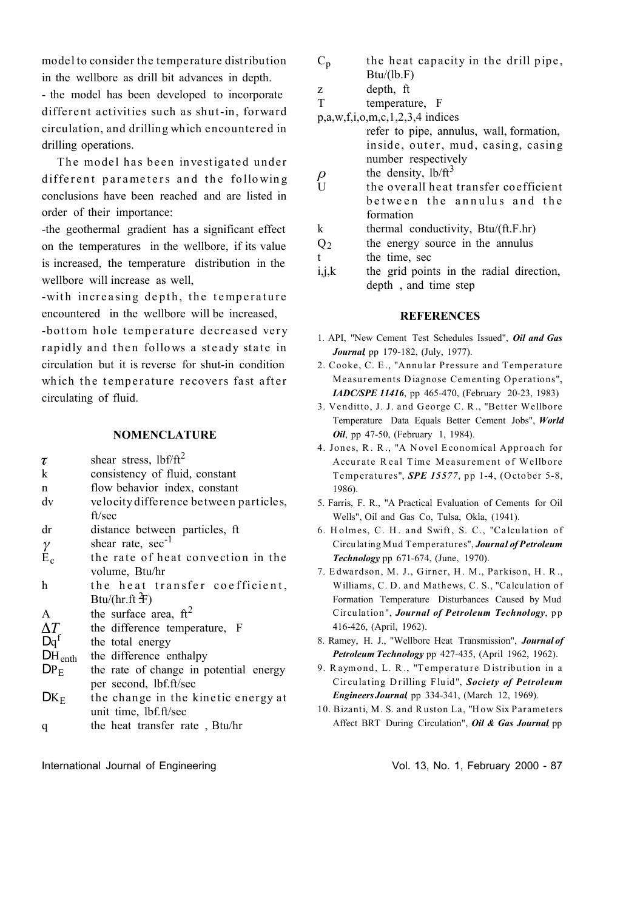model to consider the temperature distribution in the wellbore as drill bit advances in depth.

- the model has been developed to incorporate different activities such as shut-in, forward circulation, and drilling which encountered in drilling operations.

The model has been investigated under different parameters and the following conclusions have been reached and are listed in order of their importance:

-the geothermal gradient has a significant effect on the temperatures in the wellbore, if its value is increased, the temperature distribution in the wellbore will increase as well,

-with increasing depth, the temperature encountered in the wellbore will be increased,

-bottom hole temperature decreased very rapidly and then follows a steady state in circulation but it is reverse for shut-in condition which the temperature recovers fast after circulating of fluid.

## NOMENCLATURE

| | |
|---|---|
| $\tau$ | shear stress, lbf/ft$^2$ |
| k | consistency of fluid, constant |
| n | flow behavior index, constant |
| dv | velocity difference between particles, ft/sec |
| dr | distance between particles, ft |
| $\gamma$ | shear rate, sec$^{-1}$ |
| $E_c$ | the rate of heat convection in the volume, Btu/hr |
| h | the heat transfer coefficient, Btu/(hr.ft$^2$.F) |
| A | the surface area, ft$^2$ |
| $\Delta T$ | the difference temperature, F |
| $\Delta q^f$ | the total energy |
| $\Delta H_{enth}$ | the difference enthalpy |
| $\Delta P_E$ | the rate of change in potential energy per second, lbf.ft/sec |
| $\Delta K_E$ | the change in the kinetic energy at unit time, lbf.ft/sec |
| q | the heat transfer rate , Btu/hr |
| $C_p$ | the heat capacity in the drill pipe, Btu/(lb.F) |
| z | depth, ft |
| T | temperature, F |
| p,a,w,f,i,o,m,c,1,2,3,4 indices | refer to pipe, annulus, wall, formation, inside, outer, mud, casing, casing number respectively |
| $\rho$ | the density, lb/ft$^3$ |
| U | the overall heat transfer coefficient between the annulus and the formation |
| k | thermal conductivity, Btu/(ft.F.hr) |
| $Q_2$ | the energy source in the annulus |
| t | the time, sec |
| i,j,k | the grid points in the radial direction, depth , and time step |

## REFERENCES

1. API, "New Cement Test Schedules Issued", ***Oil and Gas Journal***, pp 179-182, (July, 1977).
2. Cooke, C. E., "Annular Pressure and Temperature Measurements Diagnose Cementing Operations", ***IADC/SPE 11416***, pp 465-470, (February 20-23, 1983)
3. Venditto, J. J. and George C. R., "Better Wellbore Temperature Data Equals Better Cement Jobs", ***World Oil***, pp 47-50, (February 1, 1984).
4. Jones, R. R., "A Novel Economical Approach for Accurate Real Time Measurement of Wellbore Temperatures", ***SPE 15577***, pp 1-4, (October 5-8, 1986).
5. Farris, F. R., "A Practical Evaluation of Cements for Oil Wells", Oil and Gas Co, Tulsa, Okla, (1941).
6. Holmes, C. H. and Swift, S. C., "Calculation of Circulating Mud Temperatures", ***Journal of Petroleum Technology*** pp 671-674, (June, 1970).
7. Edwardson, M. J., Girner, H. M., Parkison, H. R., Williams, C. D. and Mathews, C. S., "Calculation of Formation Temperature Disturbances Caused by Mud Circulation", ***Journal of Petroleum Technology***, pp 416-426, (April, 1962).
8. Ramey, H. J., "Wellbore Heat Transmission", ***Journal of Petroleum Technology*** pp 427-435, (April 1962, 1962).
9. Raymond, L. R., "Temperature Distribution in a Circulating Drilling Fluid", ***Society of Petroleum Engineers Journal***, pp 334-341, (March 12, 1969).
10. Bizanti, M. S. and Ruston La, "How Six Parameters Affect BRT During Circulation", ***Oil & Gas Journal***, pp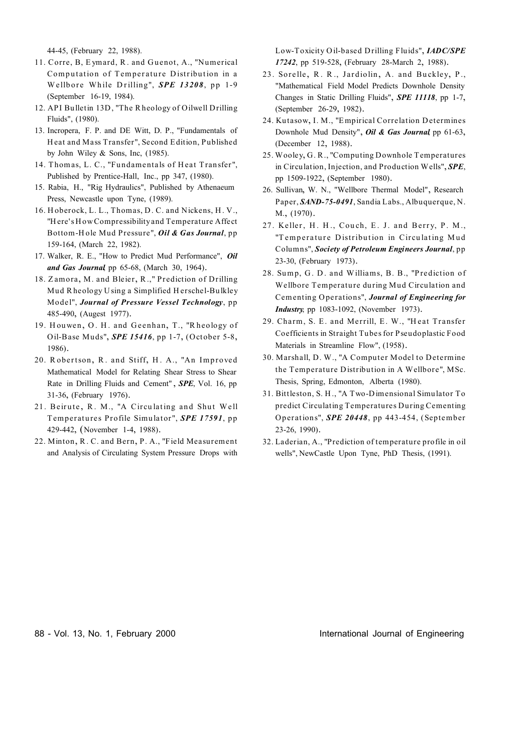44-45, (February 22, 1988).

11. Corre, B, Eymard, R. and Guenot, A., "Numerical Computation of Temperature Distribution in a Wellbore While Drilling", ***SPE 13208***, pp 1-9 (September 16-19, 1984).
12. API Bulletin 13D, "The Rheology of Oilwell Drilling Fluids", (1980).
13. Incropera, F. P. and DE Witt, D. P., "Fundamentals of Heat and Mass Transfer", Second Edition, Published by John Wiley & Sons, Inc, (1985).
14. Thomas, L. C., "Fundamentals of Heat Transfer", Published by Prentice-Hall, Inc., pp 347, (1980).
15. Rabia, H., "Rig Hydraulics", Published by Athenaeum Press, Newcastle upon Tyne, (1989).
16. Hoberock, L. L., Thomas, D. C. and Nickens, H. V., "Here's How Compressibility and Temperature Affect Bottom-Hole Mud Pressure", ***Oil & Gas Journal***, pp 159-164, (March 22, 1982).
17. Walker, R. E., "How to Predict Mud Performance", ***Oil and Gas Journal***, pp 65-68, (March 30, 1964).
18. Zamora, M. and Bleier, R.," Prediction of Drilling Mud Rheology Using a Simplified Herschel-Bulkley Model", ***Journal of Pressure Vessel Technology***, pp 485-490, (Augest 1977).
19. Houwen, O. H. and Geenhan, T., "Rheology of Oil-Base Muds", ***SPE 15416***, pp 1-7, (October 5-8, 1986).
20. Robertson, R. and Stiff, H. A., "An Improved Mathematical Model for Relating Shear Stress to Shear Rate in Drilling Fluids and Cement", ***SPE***, Vol. 16, pp 31-36, (February 1976).
21. Beirute, R. M., "A Circulating and Shut Well Temperatures Profile Simulator", ***SPE 17591***, pp 429-442, (November 1-4, 1988).
22. Minton, R. C. and Bern, P. A., "Field Measurement and Analysis of Circulating System Pressure Drops with Low-Toxicity Oil-based Drilling Fluids", ***IADC/SPE 17242***, pp 519-528, (February 28-March 2, 1988).
23. Sorelle, R. R., Jardiolin, A. and Buckley, P., "Mathematical Field Model Predicts Downhole Density Changes in Static Drilling Fluids", ***SPE 11118***, pp 1-7, (September 26-29, 1982).
24. Kutasow, I. M., "Empirical Correlation Determines Downhole Mud Density", ***Oil & Gas Journal***, pp 61-63, (December 12, 1988).
25. Wooley, G. R., "Computing Downhole Temperatures in Circulation, Injection, and Production Wells", ***SPE***, pp 1509-1922, (September 1980).
26. Sullivan, W. N., "Wellbore Thermal Model", Research Paper, ***SAND-75-0491***, Sandia Labs., Albuquerque, N. M., (1970).
27. Keller, H. H., Couch, E. J. and Berry, P. M., "Temperature Distribution in Circulating Mud Columns", ***Society of Petroleum Engineers Journal***, pp 23-30, (February 1973).
28. Sump, G. D. and Williams, B. B., "Prediction of Wellbore Temperature during Mud Circulation and Cementing Operations", ***Journal of Engineering for Industry***, pp 1083-1092, (November 1973).
29. Charm, S. E. and Merrill, E. W., "Heat Transfer Coefficients in Straight Tubes for Pseudoplastic Food Materials in Streamline Flow", (1958).
30. Marshall, D. W., "A Computer Model to Determine the Temperature Distribution in A Wellbore", MSc. Thesis, Spring, Edmonton, Alberta (1980).
31. Bittleston, S. H., "A Two-Dimensional Simulator To predict Circulating Temperatures During Cementing Operations", ***SPE 20448***, pp 443-454, (September 23-26, 1990).
32. Laderian, A., "Prediction of temperature profile in oil wells", NewCastle Upon Tyne, PhD Thesis, (1991).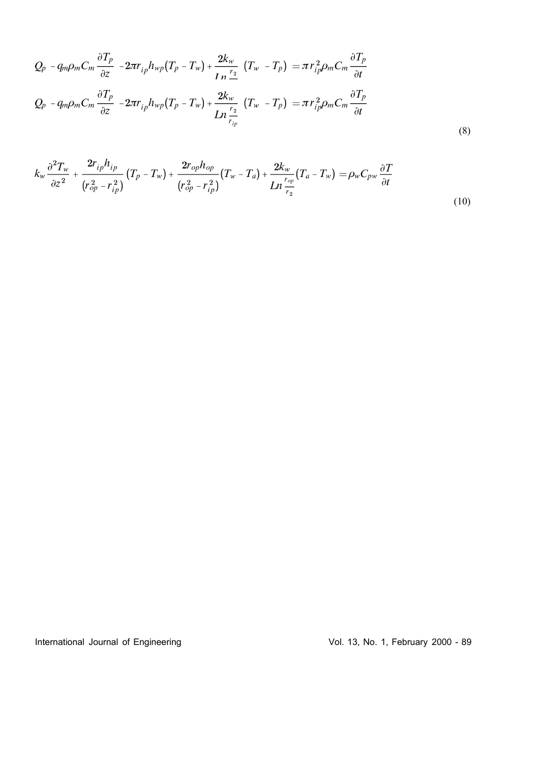$$Q_p - q_m \rho_m C_m \frac{\partial T_p}{\partial z} - 2\pi r_{ip} h_{wp} (T_p - T_w) + \frac{2k_w}{Ln \frac{r_2}{}} (T_w - T_p) = \pi r_{ip}^2 \rho_m C_m \frac{\partial T_p}{\partial t}$$

$$Q_p - q_m \rho_m C_m \frac{\partial T_p}{\partial z} - 2\pi r_{ip} h_{wp} (T_p - T_w) + \frac{2k_w}{Ln \frac{r_2}{r_{ip}}} (T_w - T_p) = \pi r_{ip}^2 \rho_m C_m \frac{\partial T_p}{\partial t} \tag{8}$$

$$k_w \frac{\partial^2 T_w}{\partial z^2} + \frac{2r_{ip} h_{ip}}{(r_{op}^2 - r_{ip}^2)} (T_p - T_w) + \frac{2r_{op} h_{op}}{(r_{op}^2 - r_{ip}^2)} (T_w - T_a) + \frac{2k_w}{Ln \frac{r_{op}}{r_2}} (T_a - T_w) = \rho_w C_{pw} \frac{\partial T}{\partial t} \tag{10}$$